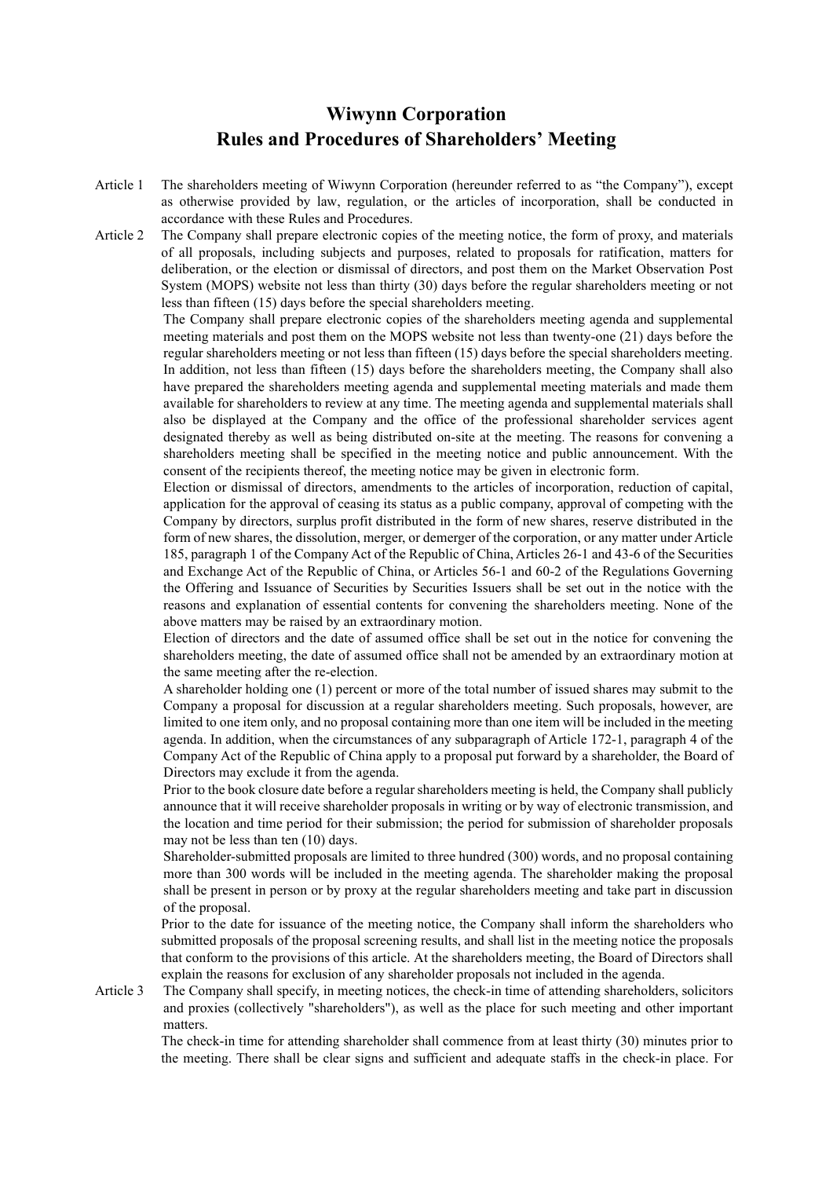# Wiwynn Corporation
# Rules and Procedures of Shareholders' Meeting

Article 1 The shareholders meeting of Wiwynn Corporation (hereunder referred to as "the Company"), except as otherwise provided by law, regulation, or the articles of incorporation, shall be conducted in accordance with these Rules and Procedures.

Article 2 The Company shall prepare electronic copies of the meeting notice, the form of proxy, and materials of all proposals, including subjects and purposes, related to proposals for ratification, matters for deliberation, or the election or dismissal of directors, and post them on the Market Observation Post System (MOPS) website not less than thirty (30) days before the regular shareholders meeting or not less than fifteen (15) days before the special shareholders meeting.

The Company shall prepare electronic copies of the shareholders meeting agenda and supplemental meeting materials and post them on the MOPS website not less than twenty-one (21) days before the regular shareholders meeting or not less than fifteen (15) days before the special shareholders meeting. In addition, not less than fifteen (15) days before the shareholders meeting, the Company shall also have prepared the shareholders meeting agenda and supplemental meeting materials and made them available for shareholders to review at any time. The meeting agenda and supplemental materials shall also be displayed at the Company and the office of the professional shareholder services agent designated thereby as well as being distributed on-site at the meeting. The reasons for convening a shareholders meeting shall be specified in the meeting notice and public announcement. With the consent of the recipients thereof, the meeting notice may be given in electronic form.

Election or dismissal of directors, amendments to the articles of incorporation, reduction of capital, application for the approval of ceasing its status as a public company, approval of competing with the Company by directors, surplus profit distributed in the form of new shares, reserve distributed in the form of new shares, the dissolution, merger, or demerger of the corporation, or any matter under Article 185, paragraph 1 of the Company Act of the Republic of China, Articles 26-1 and 43-6 of the Securities and Exchange Act of the Republic of China, or Articles 56-1 and 60-2 of the Regulations Governing the Offering and Issuance of Securities by Securities Issuers shall be set out in the notice with the reasons and explanation of essential contents for convening the shareholders meeting. None of the above matters may be raised by an extraordinary motion.

Election of directors and the date of assumed office shall be set out in the notice for convening the shareholders meeting, the date of assumed office shall not be amended by an extraordinary motion at the same meeting after the re-election.

A shareholder holding one (1) percent or more of the total number of issued shares may submit to the Company a proposal for discussion at a regular shareholders meeting. Such proposals, however, are limited to one item only, and no proposal containing more than one item will be included in the meeting agenda. In addition, when the circumstances of any subparagraph of Article 172-1, paragraph 4 of the Company Act of the Republic of China apply to a proposal put forward by a shareholder, the Board of Directors may exclude it from the agenda.

Prior to the book closure date before a regular shareholders meeting is held, the Company shall publicly announce that it will receive shareholder proposals in writing or by way of electronic transmission, and the location and time period for their submission; the period for submission of shareholder proposals may not be less than ten (10) days.

Shareholder-submitted proposals are limited to three hundred (300) words, and no proposal containing more than 300 words will be included in the meeting agenda. The shareholder making the proposal shall be present in person or by proxy at the regular shareholders meeting and take part in discussion of the proposal.

Prior to the date for issuance of the meeting notice, the Company shall inform the shareholders who submitted proposals of the proposal screening results, and shall list in the meeting notice the proposals that conform to the provisions of this article. At the shareholders meeting, the Board of Directors shall explain the reasons for exclusion of any shareholder proposals not included in the agenda.

Article 3 The Company shall specify, in meeting notices, the check-in time of attending shareholders, solicitors and proxies (collectively "shareholders"), as well as the place for such meeting and other important matters.

The check-in time for attending shareholder shall commence from at least thirty (30) minutes prior to the meeting. There shall be clear signs and sufficient and adequate staffs in the check-in place. For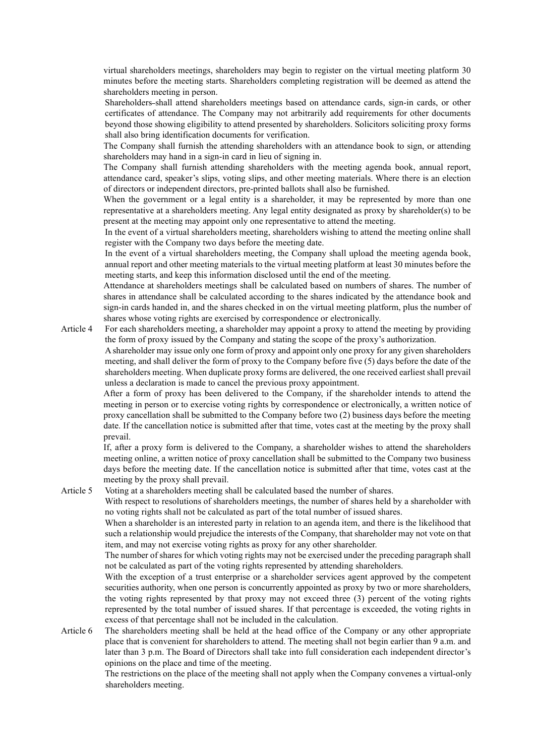virtual shareholders meetings, shareholders may begin to register on the virtual meeting platform 30 minutes before the meeting starts. Shareholders completing registration will be deemed as attend the shareholders meeting in person.

Shareholders shall attend shareholders meetings based on attendance cards, sign-in cards, or other certificates of attendance. The Company may not arbitrarily add requirements for other documents beyond those showing eligibility to attend presented by shareholders. Solicitors soliciting proxy forms shall also bring identification documents for verification.

The Company shall furnish the attending shareholders with an attendance book to sign, or attending shareholders may hand in a sign-in card in lieu of signing in.

The Company shall furnish attending shareholders with the meeting agenda book, annual report, attendance card, speaker's slips, voting slips, and other meeting materials. Where there is an election of directors or independent directors, pre-printed ballots shall also be furnished.

When the government or a legal entity is a shareholder, it may be represented by more than one representative at a shareholders meeting. Any legal entity designated as proxy by shareholder(s) to be present at the meeting may appoint only one representative to attend the meeting.

In the event of a virtual shareholders meeting, shareholders wishing to attend the meeting online shall register with the Company two days before the meeting date.

In the event of a virtual shareholders meeting, the Company shall upload the meeting agenda book, annual report and other meeting materials to the virtual meeting platform at least 30 minutes before the meeting starts, and keep this information disclosed until the end of the meeting.

Attendance at shareholders meetings shall be calculated based on numbers of shares. The number of shares in attendance shall be calculated according to the shares indicated by the attendance book and sign-in cards handed in, and the shares checked in on the virtual meeting platform, plus the number of shares whose voting rights are exercised by correspondence or electronically.

Article 4 For each shareholders meeting, a shareholder may appoint a proxy to attend the meeting by providing the form of proxy issued by the Company and stating the scope of the proxy's authorization.

A shareholder may issue only one form of proxy and appoint only one proxy for any given shareholders meeting, and shall deliver the form of proxy to the Company before five (5) days before the date of the shareholders meeting. When duplicate proxy forms are delivered, the one received earliest shall prevail unless a declaration is made to cancel the previous proxy appointment.

After a form of proxy has been delivered to the Company, if the shareholder intends to attend the meeting in person or to exercise voting rights by correspondence or electronically, a written notice of proxy cancellation shall be submitted to the Company before two (2) business days before the meeting date. If the cancellation notice is submitted after that time, votes cast at the meeting by the proxy shall prevail.

If, after a proxy form is delivered to the Company, a shareholder wishes to attend the shareholders meeting online, a written notice of proxy cancellation shall be submitted to the Company two business days before the meeting date. If the cancellation notice is submitted after that time, votes cast at the meeting by the proxy shall prevail.

Article 5 Voting at a shareholders meeting shall be calculated based the number of shares.

With respect to resolutions of shareholders meetings, the number of shares held by a shareholder with no voting rights shall not be calculated as part of the total number of issued shares.

When a shareholder is an interested party in relation to an agenda item, and there is the likelihood that such a relationship would prejudice the interests of the Company, that shareholder may not vote on that item, and may not exercise voting rights as proxy for any other shareholder.

The number of shares for which voting rights may not be exercised under the preceding paragraph shall not be calculated as part of the voting rights represented by attending shareholders.

With the exception of a trust enterprise or a shareholder services agent approved by the competent securities authority, when one person is concurrently appointed as proxy by two or more shareholders, the voting rights represented by that proxy may not exceed three (3) percent of the voting rights represented by the total number of issued shares. If that percentage is exceeded, the voting rights in excess of that percentage shall not be included in the calculation.

Article 6 The shareholders meeting shall be held at the head office of the Company or any other appropriate place that is convenient for shareholders to attend. The meeting shall not begin earlier than 9 a.m. and later than 3 p.m. The Board of Directors shall take into full consideration each independent director's opinions on the place and time of the meeting.

The restrictions on the place of the meeting shall not apply when the Company convenes a virtual-only shareholders meeting.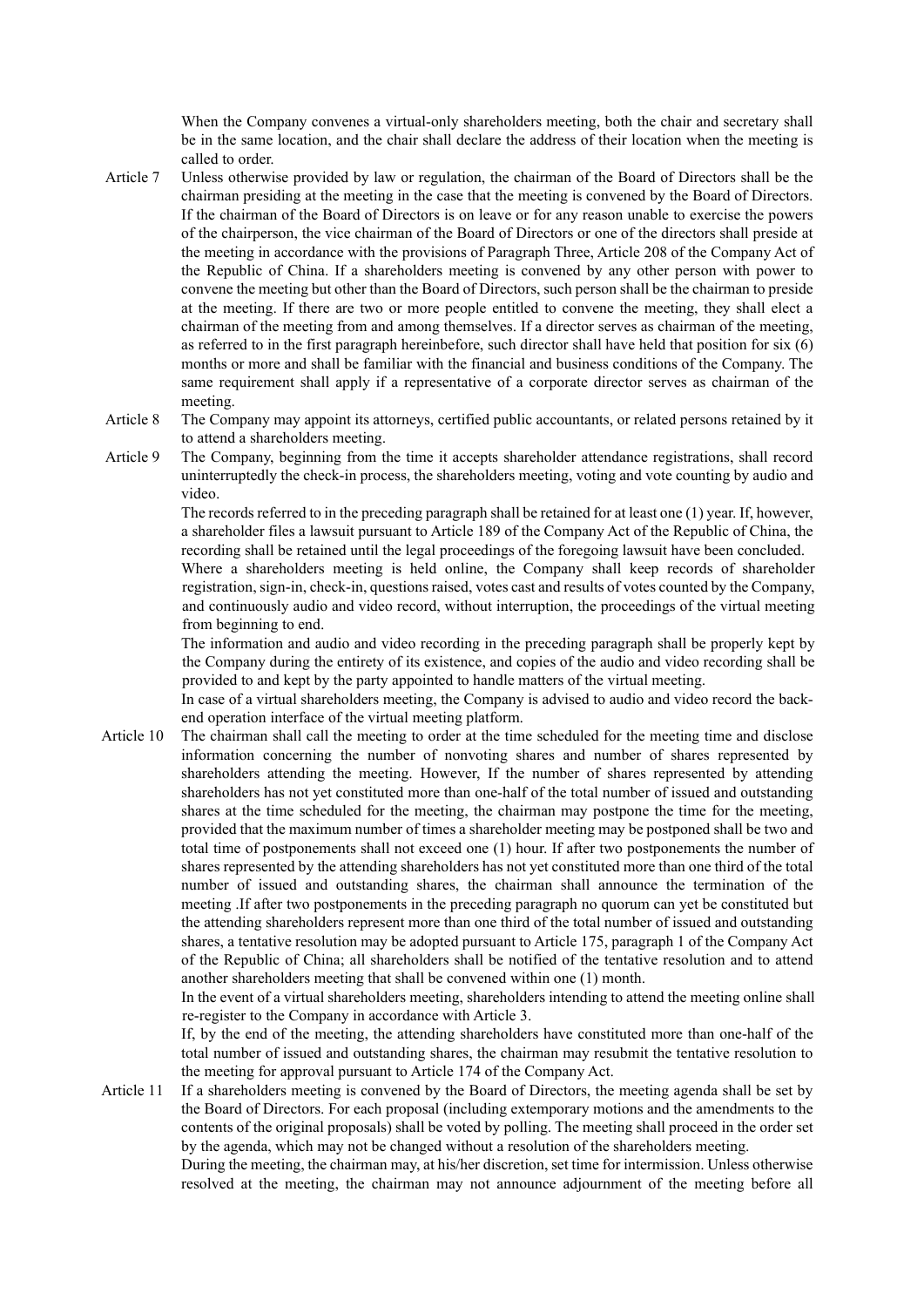When the Company convenes a virtual-only shareholders meeting, both the chair and secretary shall be in the same location, and the chair shall declare the address of their location when the meeting is called to order.

**Article 7** Unless otherwise provided by law or regulation, the chairman of the Board of Directors shall be the chairman presiding at the meeting in the case that the meeting is convened by the Board of Directors. If the chairman of the Board of Directors is on leave or for any reason unable to exercise the powers of the chairperson, the vice chairman of the Board of Directors or one of the directors shall preside at the meeting in accordance with the provisions of Paragraph Three, Article 208 of the Company Act of the Republic of China. If a shareholders meeting is convened by any other person with power to convene the meeting but other than the Board of Directors, such person shall be the chairman to preside at the meeting. If there are two or more people entitled to convene the meeting, they shall elect a chairman of the meeting from and among themselves. If a director serves as chairman of the meeting, as referred to in the first paragraph hereinbefore, such director shall have held that position for six (6) months or more and shall be familiar with the financial and business conditions of the Company. The same requirement shall apply if a representative of a corporate director serves as chairman of the meeting.

**Article 8** The Company may appoint its attorneys, certified public accountants, or related persons retained by it to attend a shareholders meeting.

**Article 9** The Company, beginning from the time it accepts shareholder attendance registrations, shall record uninterruptedly the check-in process, the shareholders meeting, voting and vote counting by audio and video.

The records referred to in the preceding paragraph shall be retained for at least one (1) year. If, however, a shareholder files a lawsuit pursuant to Article 189 of the Company Act of the Republic of China, the recording shall be retained until the legal proceedings of the foregoing lawsuit have been concluded.

Where a shareholders meeting is held online, the Company shall keep records of shareholder registration, sign-in, check-in, questions raised, votes cast and results of votes counted by the Company, and continuously audio and video record, without interruption, the proceedings of the virtual meeting from beginning to end.

The information and audio and video recording in the preceding paragraph shall be properly kept by the Company during the entirety of its existence, and copies of the audio and video recording shall be provided to and kept by the party appointed to handle matters of the virtual meeting.

In case of a virtual shareholders meeting, the Company is advised to audio and video record the back-end operation interface of the virtual meeting platform.

**Article 10** The chairman shall call the meeting to order at the time scheduled for the meeting time and disclose information concerning the number of nonvoting shares and number of shares represented by shareholders attending the meeting. However, If the number of shares represented by attending shareholders has not yet constituted more than one-half of the total number of issued and outstanding shares at the time scheduled for the meeting, the chairman may postpone the time for the meeting, provided that the maximum number of times a shareholder meeting may be postponed shall be two and total time of postponements shall not exceed one (1) hour. If after two postponements the number of shares represented by the attending shareholders has not yet constituted more than one third of the total number of issued and outstanding shares, the chairman shall announce the termination of the meeting .If after two postponements in the preceding paragraph no quorum can yet be constituted but the attending shareholders represent more than one third of the total number of issued and outstanding shares, a tentative resolution may be adopted pursuant to Article 175, paragraph 1 of the Company Act of the Republic of China; all shareholders shall be notified of the tentative resolution and to attend another shareholders meeting that shall be convened within one (1) month.

In the event of a virtual shareholders meeting, shareholders intending to attend the meeting online shall re-register to the Company in accordance with Article 3.

If, by the end of the meeting, the attending shareholders have constituted more than one-half of the total number of issued and outstanding shares, the chairman may resubmit the tentative resolution to the meeting for approval pursuant to Article 174 of the Company Act.

**Article 11** If a shareholders meeting is convened by the Board of Directors, the meeting agenda shall be set by the Board of Directors. For each proposal (including extemporary motions and the amendments to the contents of the original proposals) shall be voted by polling. The meeting shall proceed in the order set by the agenda, which may not be changed without a resolution of the shareholders meeting.

During the meeting, the chairman may, at his/her discretion, set time for intermission. Unless otherwise resolved at the meeting, the chairman may not announce adjournment of the meeting before all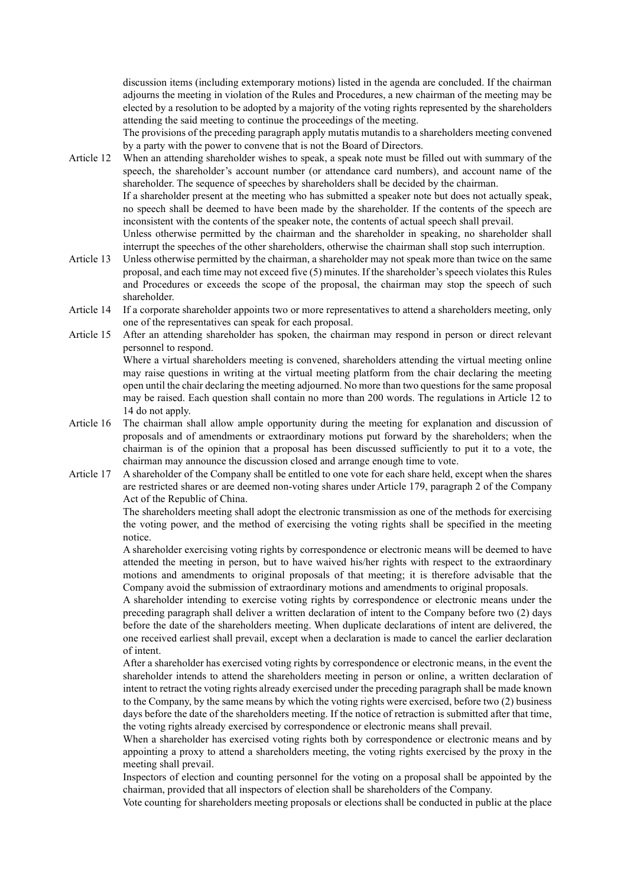discussion items (including extemporary motions) listed in the agenda are concluded. If the chairman adjourns the meeting in violation of the Rules and Procedures, a new chairman of the meeting may be elected by a resolution to be adopted by a majority of the voting rights represented by the shareholders attending the said meeting to continue the proceedings of the meeting.

The provisions of the preceding paragraph apply mutatis mutandis to a shareholders meeting convened by a party with the power to convene that is not the Board of Directors.

Article 12 When an attending shareholder wishes to speak, a speak note must be filled out with summary of the speech, the shareholder's account number (or attendance card numbers), and account name of the shareholder. The sequence of speeches by shareholders shall be decided by the chairman.

If a shareholder present at the meeting who has submitted a speaker note but does not actually speak, no speech shall be deemed to have been made by the shareholder. If the contents of the speech are inconsistent with the contents of the speaker note, the contents of actual speech shall prevail.

Unless otherwise permitted by the chairman and the shareholder in speaking, no shareholder shall interrupt the speeches of the other shareholders, otherwise the chairman shall stop such interruption.

Article 13 Unless otherwise permitted by the chairman, a shareholder may not speak more than twice on the same proposal, and each time may not exceed five (5) minutes. If the shareholder's speech violates this Rules and Procedures or exceeds the scope of the proposal, the chairman may stop the speech of such shareholder.

Article 14 If a corporate shareholder appoints two or more representatives to attend a shareholders meeting, only one of the representatives can speak for each proposal.

Article 15 After an attending shareholder has spoken, the chairman may respond in person or direct relevant personnel to respond.

Where a virtual shareholders meeting is convened, shareholders attending the virtual meeting online may raise questions in writing at the virtual meeting platform from the chair declaring the meeting open until the chair declaring the meeting adjourned. No more than two questions for the same proposal may be raised. Each question shall contain no more than 200 words. The regulations in Article 12 to 14 do not apply.

Article 16 The chairman shall allow ample opportunity during the meeting for explanation and discussion of proposals and of amendments or extraordinary motions put forward by the shareholders; when the chairman is of the opinion that a proposal has been discussed sufficiently to put it to a vote, the chairman may announce the discussion closed and arrange enough time to vote.

Article 17 A shareholder of the Company shall be entitled to one vote for each share held, except when the shares are restricted shares or are deemed non-voting shares under Article 179, paragraph 2 of the Company Act of the Republic of China.

The shareholders meeting shall adopt the electronic transmission as one of the methods for exercising the voting power, and the method of exercising the voting rights shall be specified in the meeting notice.

A shareholder exercising voting rights by correspondence or electronic means will be deemed to have attended the meeting in person, but to have waived his/her rights with respect to the extraordinary motions and amendments to original proposals of that meeting; it is therefore advisable that the Company avoid the submission of extraordinary motions and amendments to original proposals.

A shareholder intending to exercise voting rights by correspondence or electronic means under the preceding paragraph shall deliver a written declaration of intent to the Company before two (2) days before the date of the shareholders meeting. When duplicate declarations of intent are delivered, the one received earliest shall prevail, except when a declaration is made to cancel the earlier declaration of intent.

After a shareholder has exercised voting rights by correspondence or electronic means, in the event the shareholder intends to attend the shareholders meeting in person or online, a written declaration of intent to retract the voting rights already exercised under the preceding paragraph shall be made known to the Company, by the same means by which the voting rights were exercised, before two (2) business days before the date of the shareholders meeting. If the notice of retraction is submitted after that time, the voting rights already exercised by correspondence or electronic means shall prevail.

When a shareholder has exercised voting rights both by correspondence or electronic means and by appointing a proxy to attend a shareholders meeting, the voting rights exercised by the proxy in the meeting shall prevail.

Inspectors of election and counting personnel for the voting on a proposal shall be appointed by the chairman, provided that all inspectors of election shall be shareholders of the Company.

Vote counting for shareholders meeting proposals or elections shall be conducted in public at the place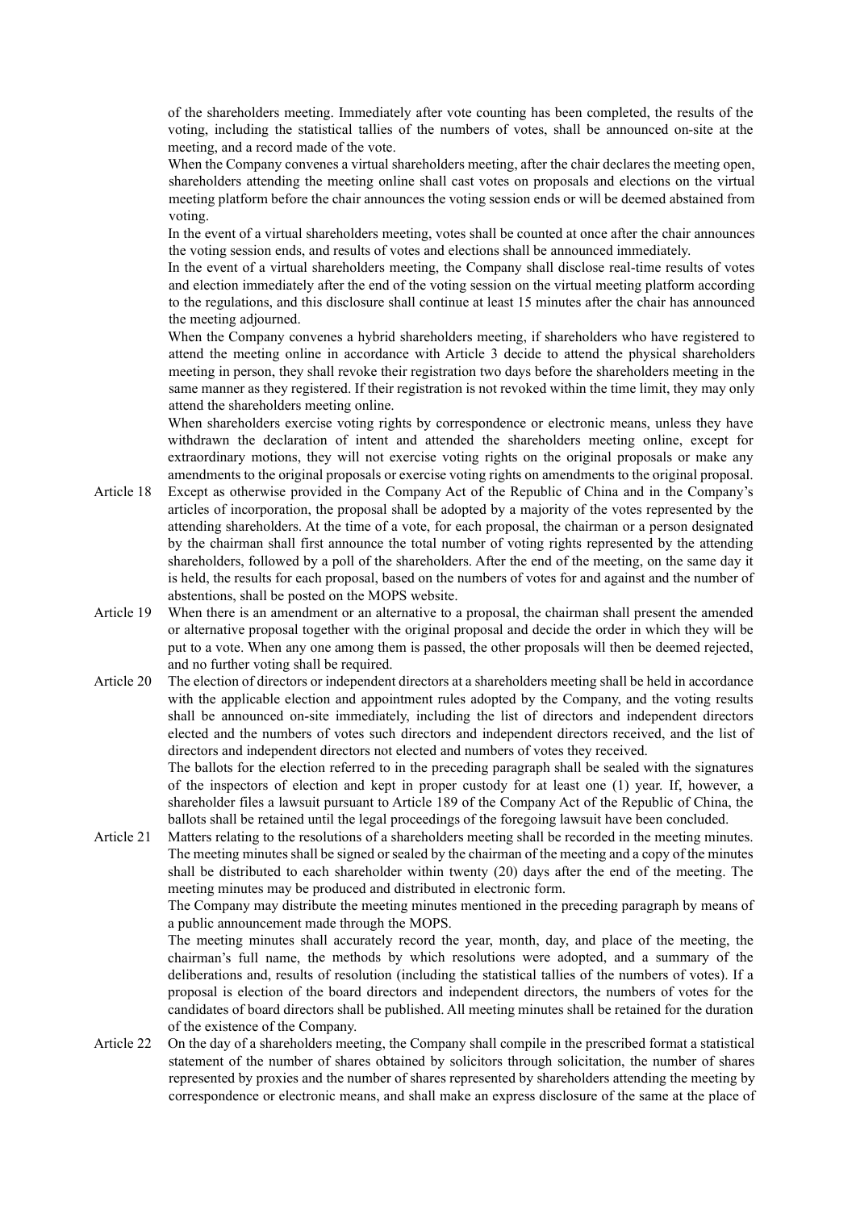of the shareholders meeting. Immediately after vote counting has been completed, the results of the voting, including the statistical tallies of the numbers of votes, shall be announced on-site at the meeting, and a record made of the vote.

When the Company convenes a virtual shareholders meeting, after the chair declares the meeting open, shareholders attending the meeting online shall cast votes on proposals and elections on the virtual meeting platform before the chair announces the voting session ends or will be deemed abstained from voting.

In the event of a virtual shareholders meeting, votes shall be counted at once after the chair announces the voting session ends, and results of votes and elections shall be announced immediately.

In the event of a virtual shareholders meeting, the Company shall disclose real-time results of votes and election immediately after the end of the voting session on the virtual meeting platform according to the regulations, and this disclosure shall continue at least 15 minutes after the chair has announced the meeting adjourned.

When the Company convenes a hybrid shareholders meeting, if shareholders who have registered to attend the meeting online in accordance with Article 3 decide to attend the physical shareholders meeting in person, they shall revoke their registration two days before the shareholders meeting in the same manner as they registered. If their registration is not revoked within the time limit, they may only attend the shareholders meeting online.

When shareholders exercise voting rights by correspondence or electronic means, unless they have withdrawn the declaration of intent and attended the shareholders meeting online, except for extraordinary motions, they will not exercise voting rights on the original proposals or make any amendments to the original proposals or exercise voting rights on amendments to the original proposal.

Article 18 Except as otherwise provided in the Company Act of the Republic of China and in the Company's articles of incorporation, the proposal shall be adopted by a majority of the votes represented by the attending shareholders. At the time of a vote, for each proposal, the chairman or a person designated by the chairman shall first announce the total number of voting rights represented by the attending shareholders, followed by a poll of the shareholders. After the end of the meeting, on the same day it is held, the results for each proposal, based on the numbers of votes for and against and the number of abstentions, shall be posted on the MOPS website.

Article 19 When there is an amendment or an alternative to a proposal, the chairman shall present the amended or alternative proposal together with the original proposal and decide the order in which they will be put to a vote. When any one among them is passed, the other proposals will then be deemed rejected, and no further voting shall be required.

Article 20 The election of directors or independent directors at a shareholders meeting shall be held in accordance with the applicable election and appointment rules adopted by the Company, and the voting results shall be announced on-site immediately, including the list of directors and independent directors elected and the numbers of votes such directors and independent directors received, and the list of directors and independent directors not elected and numbers of votes they received.

The ballots for the election referred to in the preceding paragraph shall be sealed with the signatures of the inspectors of election and kept in proper custody for at least one (1) year. If, however, a shareholder files a lawsuit pursuant to Article 189 of the Company Act of the Republic of China, the ballots shall be retained until the legal proceedings of the foregoing lawsuit have been concluded.

Article 21 Matters relating to the resolutions of a shareholders meeting shall be recorded in the meeting minutes. The meeting minutes shall be signed or sealed by the chairman of the meeting and a copy of the minutes shall be distributed to each shareholder within twenty (20) days after the end of the meeting. The meeting minutes may be produced and distributed in electronic form.

The Company may distribute the meeting minutes mentioned in the preceding paragraph by means of a public announcement made through the MOPS.

The meeting minutes shall accurately record the year, month, day, and place of the meeting, the chairman's full name, the methods by which resolutions were adopted, and a summary of the deliberations and, results of resolution (including the statistical tallies of the numbers of votes). If a proposal is election of the board directors and independent directors, the numbers of votes for the candidates of board directors shall be published. All meeting minutes shall be retained for the duration of the existence of the Company.

Article 22 On the day of a shareholders meeting, the Company shall compile in the prescribed format a statistical statement of the number of shares obtained by solicitors through solicitation, the number of shares represented by proxies and the number of shares represented by shareholders attending the meeting by correspondence or electronic means, and shall make an express disclosure of the same at the place of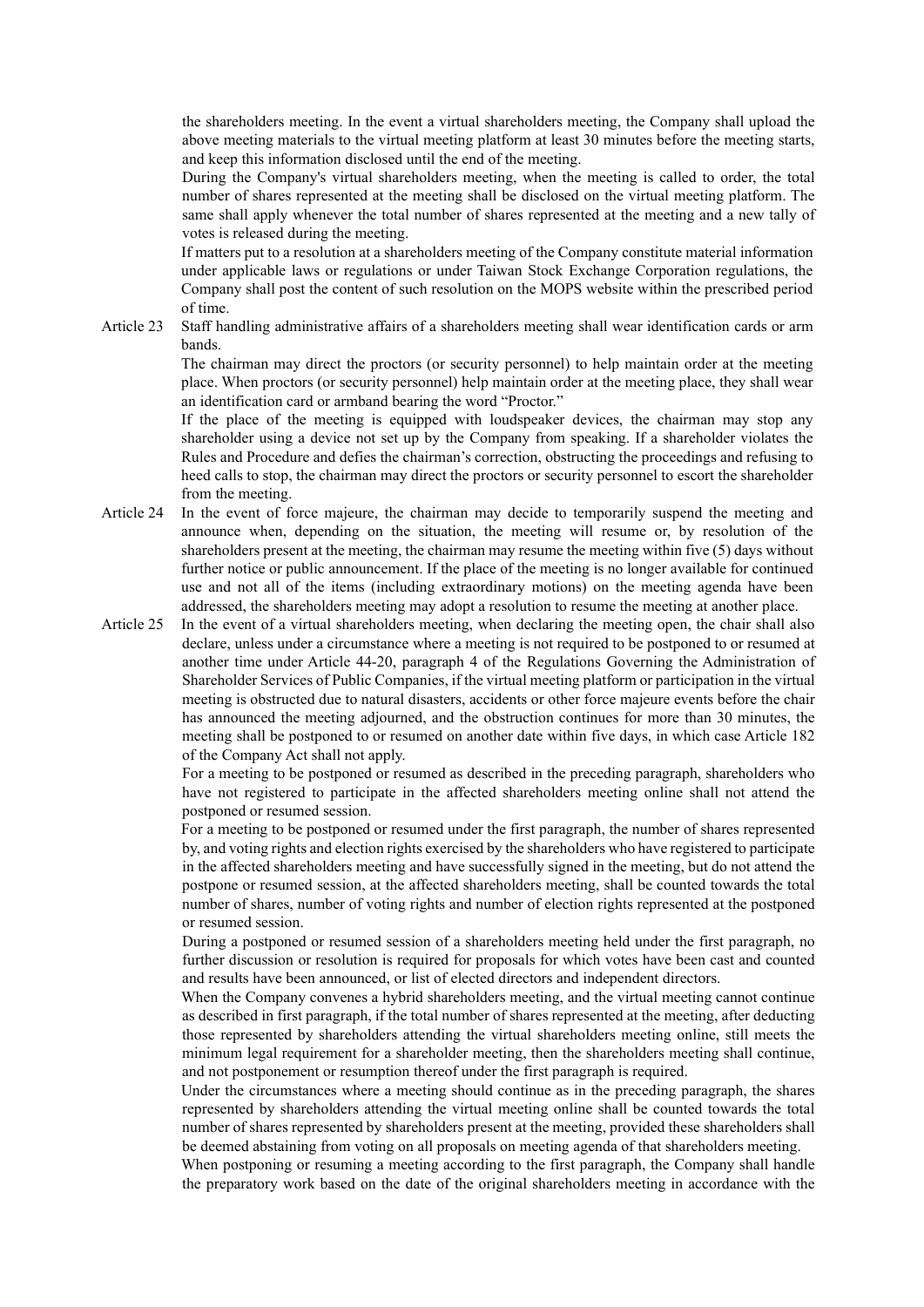the shareholders meeting. In the event a virtual shareholders meeting, the Company shall upload the above meeting materials to the virtual meeting platform at least 30 minutes before the meeting starts, and keep this information disclosed until the end of the meeting.

During the Company's virtual shareholders meeting, when the meeting is called to order, the total number of shares represented at the meeting shall be disclosed on the virtual meeting platform. The same shall apply whenever the total number of shares represented at the meeting and a new tally of votes is released during the meeting.

If matters put to a resolution at a shareholders meeting of the Company constitute material information under applicable laws or regulations or under Taiwan Stock Exchange Corporation regulations, the Company shall post the content of such resolution on the MOPS website within the prescribed period of time.

**Article 23** Staff handling administrative affairs of a shareholders meeting shall wear identification cards or arm bands.

The chairman may direct the proctors (or security personnel) to help maintain order at the meeting place. When proctors (or security personnel) help maintain order at the meeting place, they shall wear an identification card or armband bearing the word "Proctor."

If the place of the meeting is equipped with loudspeaker devices, the chairman may stop any shareholder using a device not set up by the Company from speaking. If a shareholder violates the Rules and Procedure and defies the chairman's correction, obstructing the proceedings and refusing to heed calls to stop, the chairman may direct the proctors or security personnel to escort the shareholder from the meeting.

**Article 24** In the event of force majeure, the chairman may decide to temporarily suspend the meeting and announce when, depending on the situation, the meeting will resume or, by resolution of the shareholders present at the meeting, the chairman may resume the meeting within five (5) days without further notice or public announcement. If the place of the meeting is no longer available for continued use and not all of the items (including extraordinary motions) on the meeting agenda have been addressed, the shareholders meeting may adopt a resolution to resume the meeting at another place.

**Article 25** In the event of a virtual shareholders meeting, when declaring the meeting open, the chair shall also declare, unless under a circumstance where a meeting is not required to be postponed to or resumed at another time under Article 44-20, paragraph 4 of the Regulations Governing the Administration of Shareholder Services of Public Companies, if the virtual meeting platform or participation in the virtual meeting is obstructed due to natural disasters, accidents or other force majeure events before the chair has announced the meeting adjourned, and the obstruction continues for more than 30 minutes, the meeting shall be postponed to or resumed on another date within five days, in which case Article 182 of the Company Act shall not apply.

For a meeting to be postponed or resumed as described in the preceding paragraph, shareholders who have not registered to participate in the affected shareholders meeting online shall not attend the postponed or resumed session.

For a meeting to be postponed or resumed under the first paragraph, the number of shares represented by, and voting rights and election rights exercised by the shareholders who have registered to participate in the affected shareholders meeting and have successfully signed in the meeting, but do not attend the postpone or resumed session, at the affected shareholders meeting, shall be counted towards the total number of shares, number of voting rights and number of election rights represented at the postponed or resumed session.

During a postponed or resumed session of a shareholders meeting held under the first paragraph, no further discussion or resolution is required for proposals for which votes have been cast and counted and results have been announced, or list of elected directors and independent directors.

When the Company convenes a hybrid shareholders meeting, and the virtual meeting cannot continue as described in first paragraph, if the total number of shares represented at the meeting, after deducting those represented by shareholders attending the virtual shareholders meeting online, still meets the minimum legal requirement for a shareholder meeting, then the shareholders meeting shall continue, and not postponement or resumption thereof under the first paragraph is required.

Under the circumstances where a meeting should continue as in the preceding paragraph, the shares represented by shareholders attending the virtual meeting online shall be counted towards the total number of shares represented by shareholders present at the meeting, provided these shareholders shall be deemed abstaining from voting on all proposals on meeting agenda of that shareholders meeting.

When postponing or resuming a meeting according to the first paragraph, the Company shall handle the preparatory work based on the date of the original shareholders meeting in accordance with the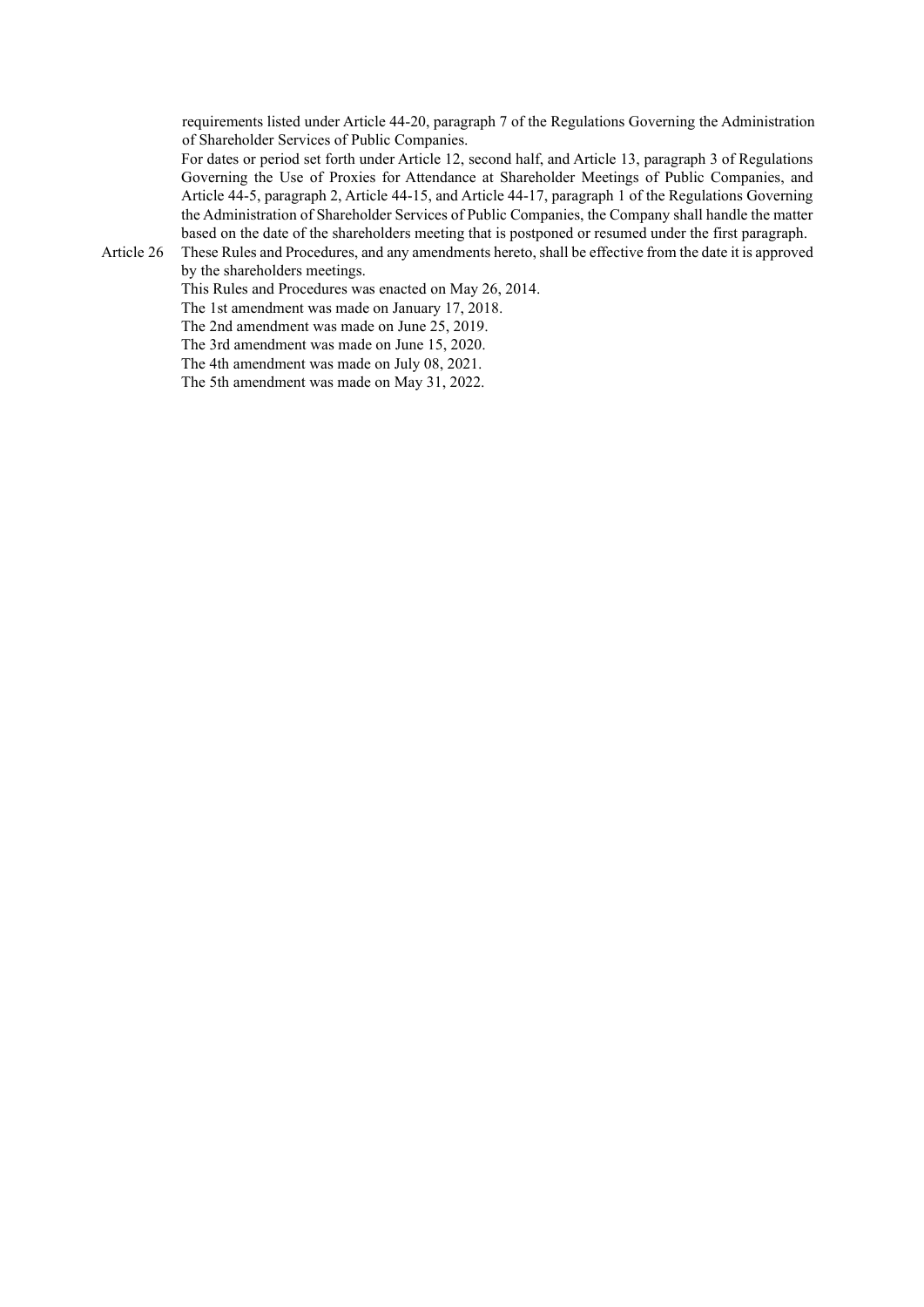requirements listed under Article 44-20, paragraph 7 of the Regulations Governing the Administration of Shareholder Services of Public Companies.

For dates or period set forth under Article 12, second half, and Article 13, paragraph 3 of Regulations Governing the Use of Proxies for Attendance at Shareholder Meetings of Public Companies, and Article 44-5, paragraph 2, Article 44-15, and Article 44-17, paragraph 1 of the Regulations Governing the Administration of Shareholder Services of Public Companies, the Company shall handle the matter based on the date of the shareholders meeting that is postponed or resumed under the first paragraph.

Article 26 These Rules and Procedures, and any amendments hereto, shall be effective from the date it is approved by the shareholders meetings.

This Rules and Procedures was enacted on May 26, 2014.

The 1st amendment was made on January 17, 2018.

The 2nd amendment was made on June 25, 2019.

The 3rd amendment was made on June 15, 2020.

The 4th amendment was made on July 08, 2021.

The 5th amendment was made on May 31, 2022.